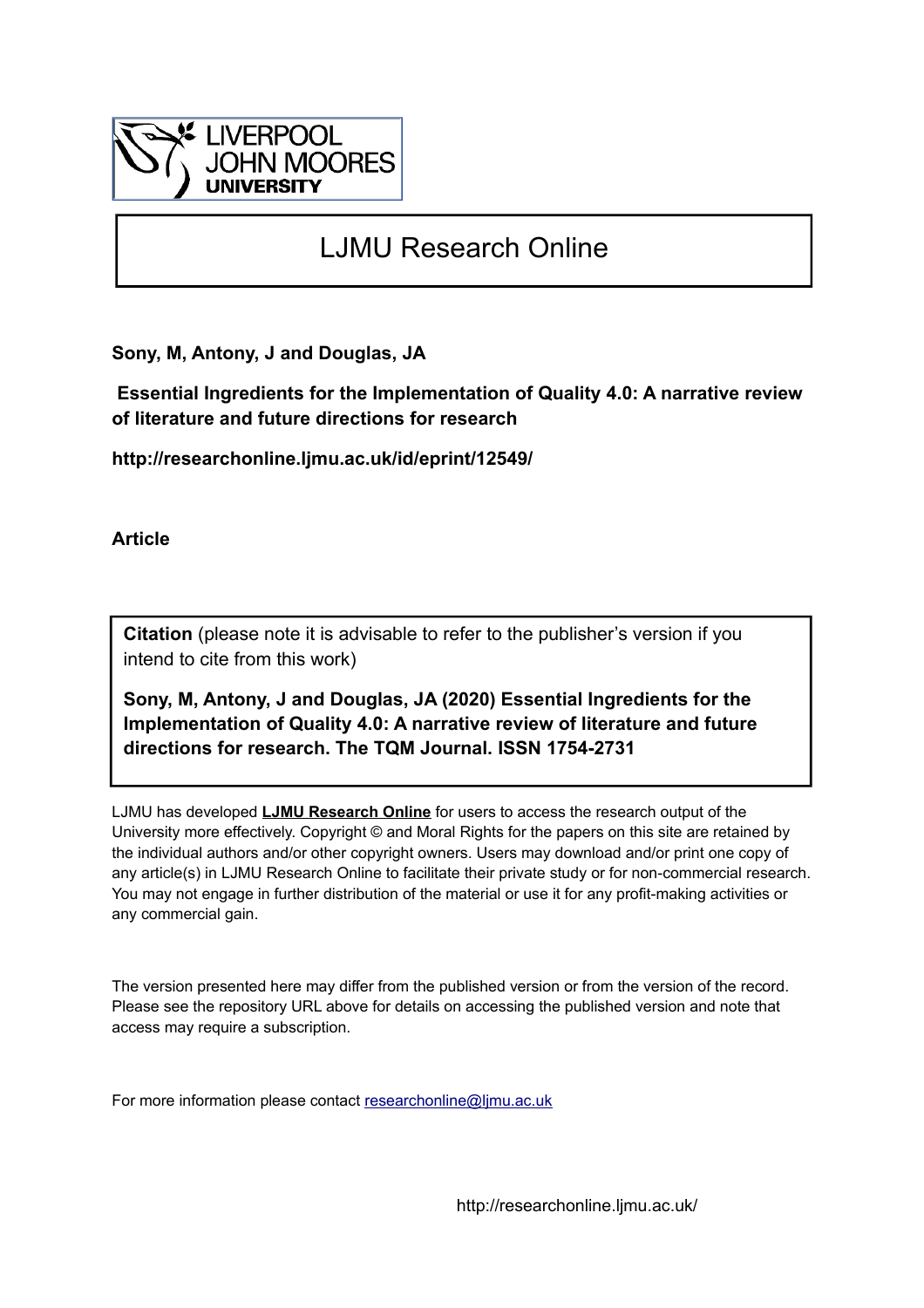LIVERPOOL JOHN MOORES UNIVERSITY

# LJMU Research Online

**Sony, M, Antony, J and Douglas, JA**

**Essential Ingredients for the Implementation of Quality 4.0: A narrative review of literature and future directions for research**

**http://researchonline.ljmu.ac.uk/id/eprint/12549/**

**Article**

**Citation** (please note it is advisable to refer to the publisher's version if you intend to cite from this work)

**Sony, M, Antony, J and Douglas, JA (2020) Essential Ingredients for the Implementation of Quality 4.0: A narrative review of literature and future directions for research. The TQM Journal. ISSN 1754-2731**

LJMU has developed **LJMU Research Online** for users to access the research output of the University more effectively. Copyright © and Moral Rights for the papers on this site are retained by the individual authors and/or other copyright owners. Users may download and/or print one copy of any article(s) in LJMU Research Online to facilitate their private study or for non-commercial research. You may not engage in further distribution of the material or use it for any profit-making activities or any commercial gain.

The version presented here may differ from the published version or from the version of the record. Please see the repository URL above for details on accessing the published version and note that access may require a subscription.

For more information please contact researchonline@ljmu.ac.uk

http://researchonline.ljmu.ac.uk/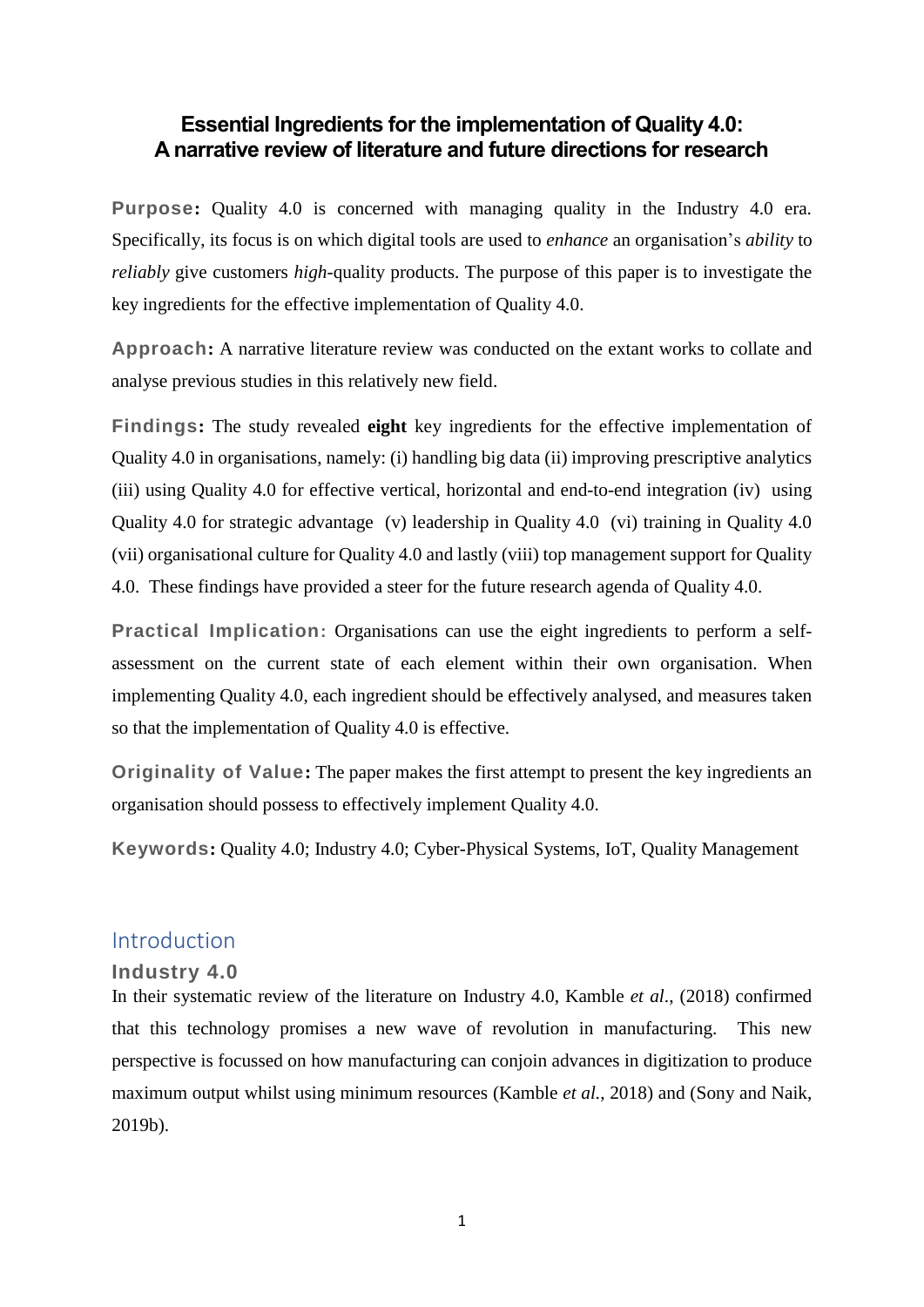# Essential Ingredients for the implementation of Quality 4.0: A narrative review of literature and future directions for research

**Purpose:** Quality 4.0 is concerned with managing quality in the Industry 4.0 era. Specifically, its focus is on which digital tools are used to *enhance* an organisation's *ability* to *reliably* give customers *high*-quality products. The purpose of this paper is to investigate the key ingredients for the effective implementation of Quality 4.0.

**Approach:** A narrative literature review was conducted on the extant works to collate and analyse previous studies in this relatively new field.

**Findings:** The study revealed **eight** key ingredients for the effective implementation of Quality 4.0 in organisations, namely: (i) handling big data (ii) improving prescriptive analytics (iii) using Quality 4.0 for effective vertical, horizontal and end-to-end integration (iv) using Quality 4.0 for strategic advantage (v) leadership in Quality 4.0 (vi) training in Quality 4.0 (vii) organisational culture for Quality 4.0 and lastly (viii) top management support for Quality 4.0. These findings have provided a steer for the future research agenda of Quality 4.0.

**Practical Implication:** Organisations can use the eight ingredients to perform a self-assessment on the current state of each element within their own organisation. When implementing Quality 4.0, each ingredient should be effectively analysed, and measures taken so that the implementation of Quality 4.0 is effective.

**Originality of Value:** The paper makes the first attempt to present the key ingredients an organisation should possess to effectively implement Quality 4.0.

**Keywords:** Quality 4.0; Industry 4.0; Cyber-Physical Systems, IoT, Quality Management

## Introduction

### Industry 4.0

In their systematic review of the literature on Industry 4.0, Kamble *et al*., (2018) confirmed that this technology promises a new wave of revolution in manufacturing. This new perspective is focussed on how manufacturing can conjoin advances in digitization to produce maximum output whilst using minimum resources (Kamble *et al.*, 2018) and (Sony and Naik, 2019b).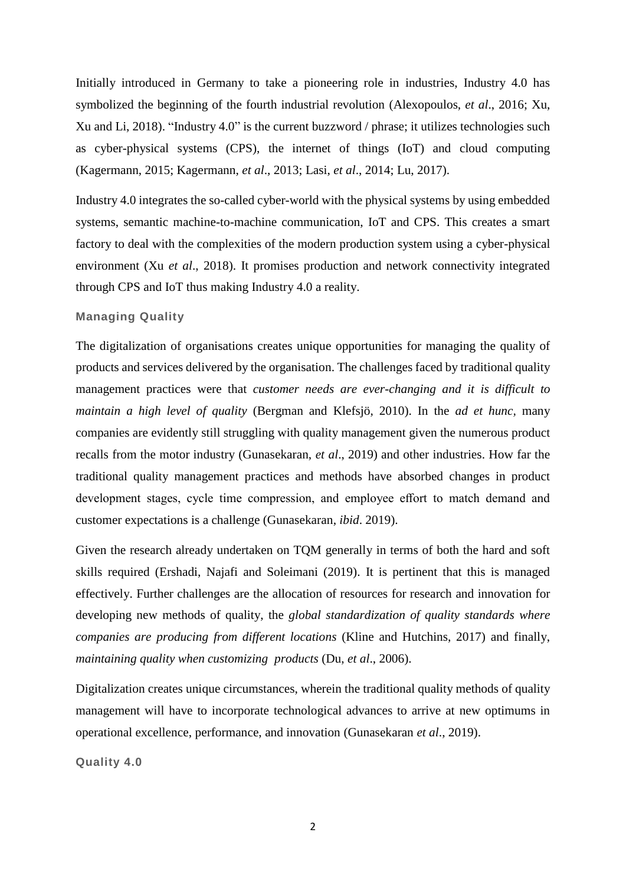Initially introduced in Germany to take a pioneering role in industries, Industry 4.0 has symbolized the beginning of the fourth industrial revolution (Alexopoulos, *et al*., 2016; Xu, Xu and Li, 2018). "Industry 4.0" is the current buzzword / phrase; it utilizes technologies such as cyber-physical systems (CPS), the internet of things (IoT) and cloud computing (Kagermann, 2015; Kagermann, *et al*., 2013; Lasi, *et al*., 2014; Lu, 2017).

Industry 4.0 integrates the so-called cyber-world with the physical systems by using embedded systems, semantic machine-to-machine communication, IoT and CPS. This creates a smart factory to deal with the complexities of the modern production system using a cyber-physical environment (Xu *et al*., 2018). It promises production and network connectivity integrated through CPS and IoT thus making Industry 4.0 a reality.

### Managing Quality

The digitalization of organisations creates unique opportunities for managing the quality of products and services delivered by the organisation. The challenges faced by traditional quality management practices were that *customer needs are ever-changing and it is difficult to maintain a high level of quality* (Bergman and Klefsjö, 2010). In the *ad et hunc*, many companies are evidently still struggling with quality management given the numerous product recalls from the motor industry (Gunasekaran, *et al*., 2019) and other industries. How far the traditional quality management practices and methods have absorbed changes in product development stages, cycle time compression, and employee effort to match demand and customer expectations is a challenge (Gunasekaran, *ibid*. 2019).

Given the research already undertaken on TQM generally in terms of both the hard and soft skills required (Ershadi, Najafi and Soleimani (2019). It is pertinent that this is managed effectively. Further challenges are the allocation of resources for research and innovation for developing new methods of quality, the *global standardization of quality standards where companies are producing from different locations* (Kline and Hutchins, 2017) and finally, *maintaining quality when customizing products* (Du, *et al*., 2006).

Digitalization creates unique circumstances, wherein the traditional quality methods of quality management will have to incorporate technological advances to arrive at new optimums in operational excellence, performance, and innovation (Gunasekaran *et al*., 2019).

### Quality 4.0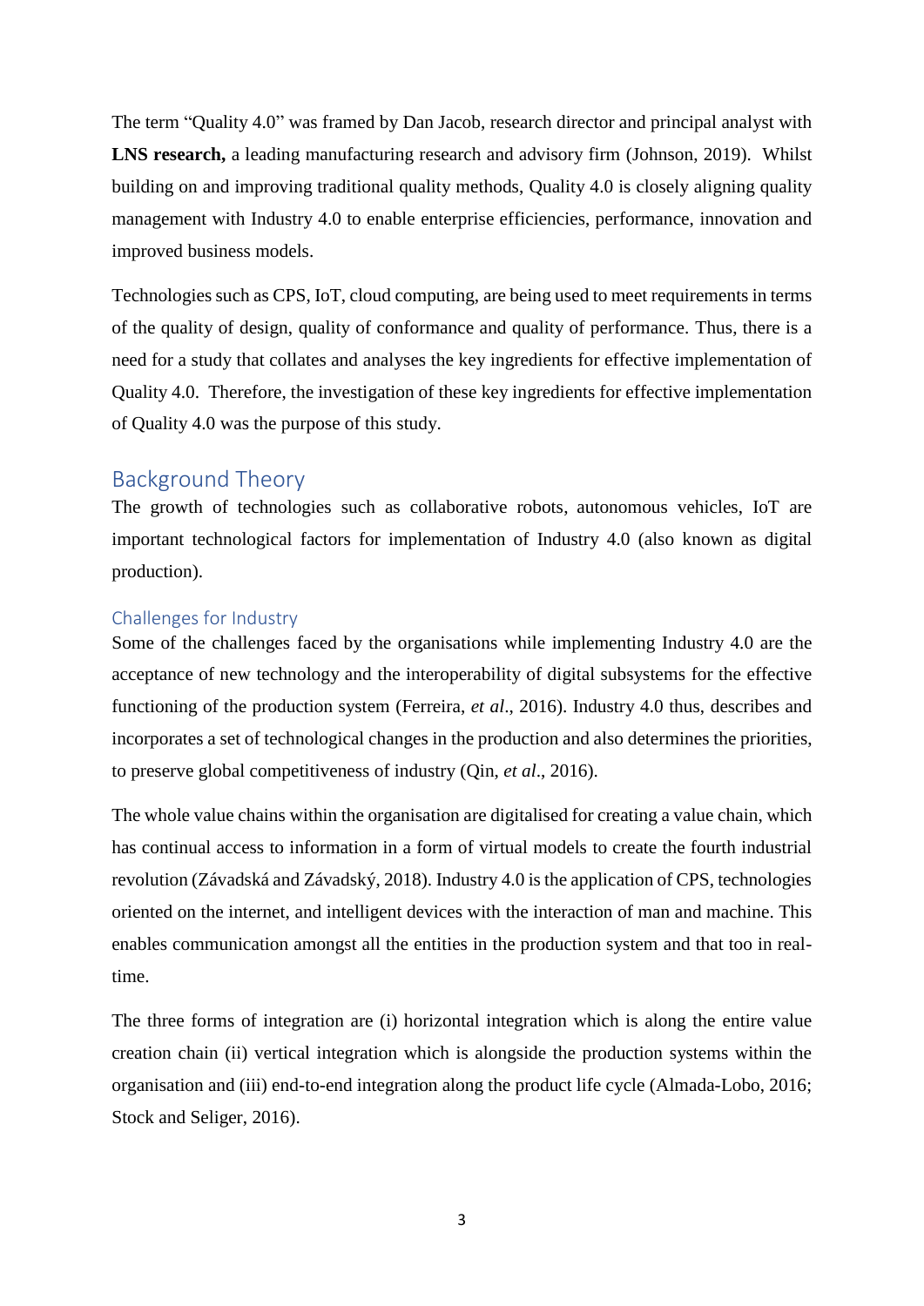The term "Quality 4.0" was framed by Dan Jacob, research director and principal analyst with **LNS research,** a leading manufacturing research and advisory firm (Johnson, 2019). Whilst building on and improving traditional quality methods, Quality 4.0 is closely aligning quality management with Industry 4.0 to enable enterprise efficiencies, performance, innovation and improved business models.

Technologies such as CPS, IoT, cloud computing, are being used to meet requirements in terms of the quality of design, quality of conformance and quality of performance. Thus, there is a need for a study that collates and analyses the key ingredients for effective implementation of Quality 4.0. Therefore, the investigation of these key ingredients for effective implementation of Quality 4.0 was the purpose of this study.

## Background Theory

The growth of technologies such as collaborative robots, autonomous vehicles, IoT are important technological factors for implementation of Industry 4.0 (also known as digital production).

### Challenges for Industry

Some of the challenges faced by the organisations while implementing Industry 4.0 are the acceptance of new technology and the interoperability of digital subsystems for the effective functioning of the production system (Ferreira, *et al*., 2016). Industry 4.0 thus, describes and incorporates a set of technological changes in the production and also determines the priorities, to preserve global competitiveness of industry (Qin, *et al*., 2016).

The whole value chains within the organisation are digitalised for creating a value chain, which has continual access to information in a form of virtual models to create the fourth industrial revolution (Závadská and Závadský, 2018). Industry 4.0 is the application of CPS, technologies oriented on the internet, and intelligent devices with the interaction of man and machine. This enables communication amongst all the entities in the production system and that too in real-time.

The three forms of integration are (i) horizontal integration which is along the entire value creation chain (ii) vertical integration which is alongside the production systems within the organisation and (iii) end-to-end integration along the product life cycle (Almada-Lobo, 2016; Stock and Seliger, 2016).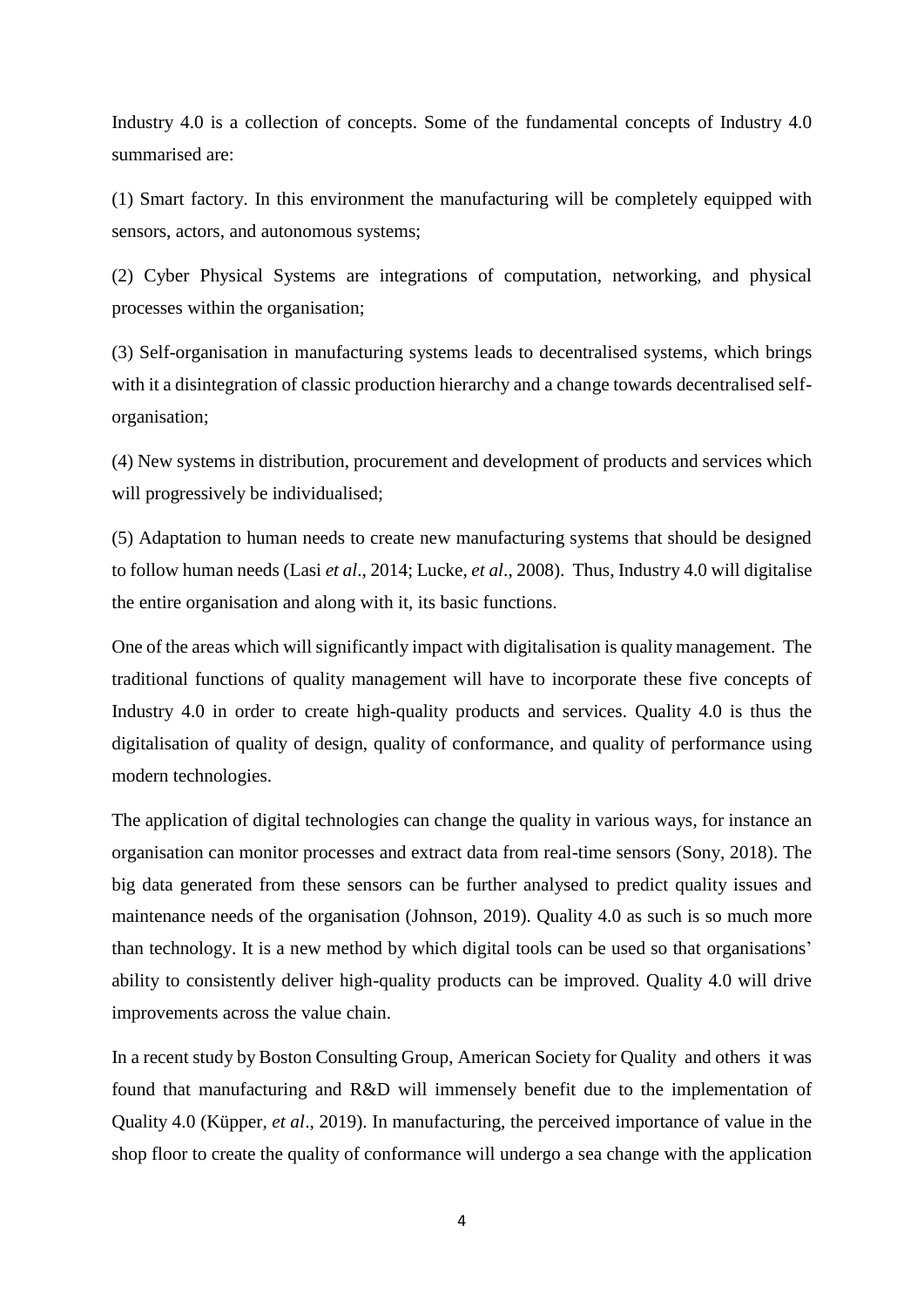Industry 4.0 is a collection of concepts. Some of the fundamental concepts of Industry 4.0 summarised are:

(1) Smart factory. In this environment the manufacturing will be completely equipped with sensors, actors, and autonomous systems;

(2) Cyber Physical Systems are integrations of computation, networking, and physical processes within the organisation;

(3) Self-organisation in manufacturing systems leads to decentralised systems, which brings with it a disintegration of classic production hierarchy and a change towards decentralised self-organisation;

(4) New systems in distribution, procurement and development of products and services which will progressively be individualised;

(5) Adaptation to human needs to create new manufacturing systems that should be designed to follow human needs (Lasi *et al*., 2014; Lucke, *et al*., 2008). Thus, Industry 4.0 will digitalise the entire organisation and along with it, its basic functions.

One of the areas which will significantly impact with digitalisation is quality management. The traditional functions of quality management will have to incorporate these five concepts of Industry 4.0 in order to create high-quality products and services. Quality 4.0 is thus the digitalisation of quality of design, quality of conformance, and quality of performance using modern technologies.

The application of digital technologies can change the quality in various ways, for instance an organisation can monitor processes and extract data from real-time sensors (Sony, 2018). The big data generated from these sensors can be further analysed to predict quality issues and maintenance needs of the organisation (Johnson, 2019). Quality 4.0 as such is so much more than technology. It is a new method by which digital tools can be used so that organisations' ability to consistently deliver high-quality products can be improved. Quality 4.0 will drive improvements across the value chain.

In a recent study by Boston Consulting Group, American Society for Quality and others it was found that manufacturing and R&D will immensely benefit due to the implementation of Quality 4.0 (Küpper, *et al*., 2019). In manufacturing, the perceived importance of value in the shop floor to create the quality of conformance will undergo a sea change with the application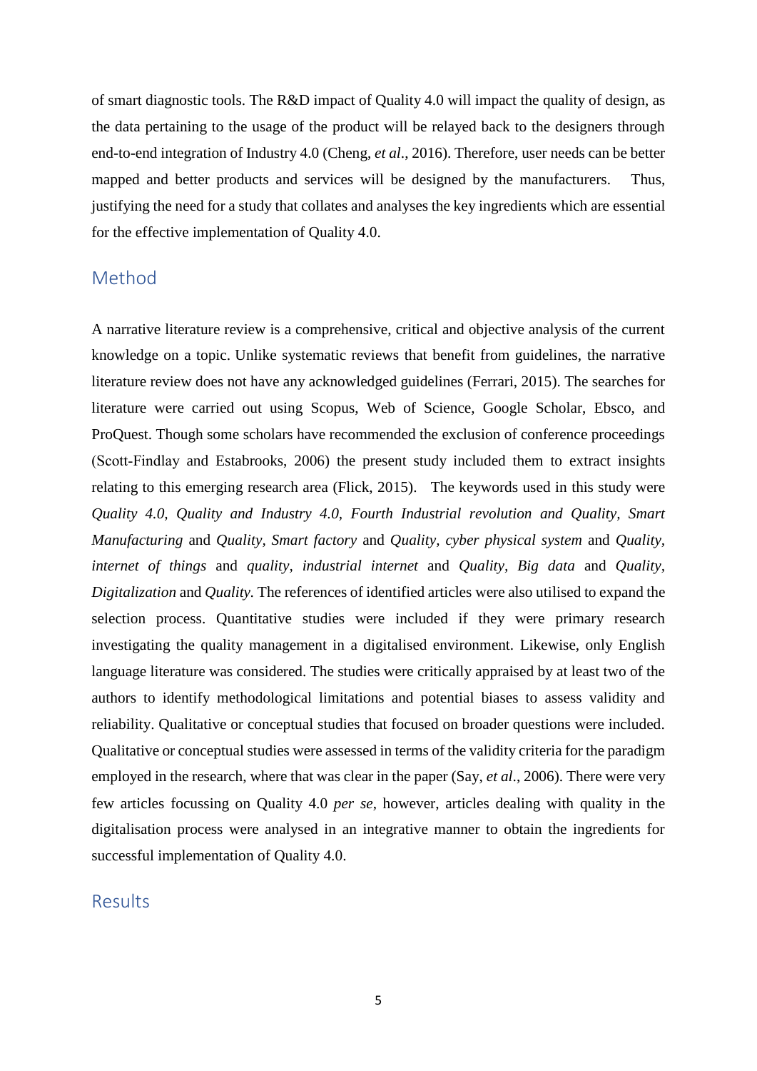of smart diagnostic tools. The R&D impact of Quality 4.0 will impact the quality of design, as the data pertaining to the usage of the product will be relayed back to the designers through end-to-end integration of Industry 4.0 (Cheng, *et al*., 2016). Therefore, user needs can be better mapped and better products and services will be designed by the manufacturers. Thus, justifying the need for a study that collates and analyses the key ingredients which are essential for the effective implementation of Quality 4.0.

## Method

A narrative literature review is a comprehensive, critical and objective analysis of the current knowledge on a topic. Unlike systematic reviews that benefit from guidelines, the narrative literature review does not have any acknowledged guidelines (Ferrari, 2015). The searches for literature were carried out using Scopus, Web of Science, Google Scholar, Ebsco, and ProQuest. Though some scholars have recommended the exclusion of conference proceedings (Scott-Findlay and Estabrooks, 2006) the present study included them to extract insights relating to this emerging research area (Flick, 2015). The keywords used in this study were *Quality 4.0*, *Quality and Industry 4.0*, *Fourth Industrial revolution and Quality*, *Smart Manufacturing* and *Quality*, *Smart factory* and *Quality*, *cyber physical system* and *Quality*, *internet of things* and *quality*, *industrial internet* and *Quality*, *Big data* and *Quality*, *Digitalization* and *Quality*. The references of identified articles were also utilised to expand the selection process. Quantitative studies were included if they were primary research investigating the quality management in a digitalised environment. Likewise, only English language literature was considered. The studies were critically appraised by at least two of the authors to identify methodological limitations and potential biases to assess validity and reliability. Qualitative or conceptual studies that focused on broader questions were included. Qualitative or conceptual studies were assessed in terms of the validity criteria for the paradigm employed in the research, where that was clear in the paper (Say, *et al*., 2006). There were very few articles focussing on Quality 4.0 *per se*, however, articles dealing with quality in the digitalisation process were analysed in an integrative manner to obtain the ingredients for successful implementation of Quality 4.0.

## Results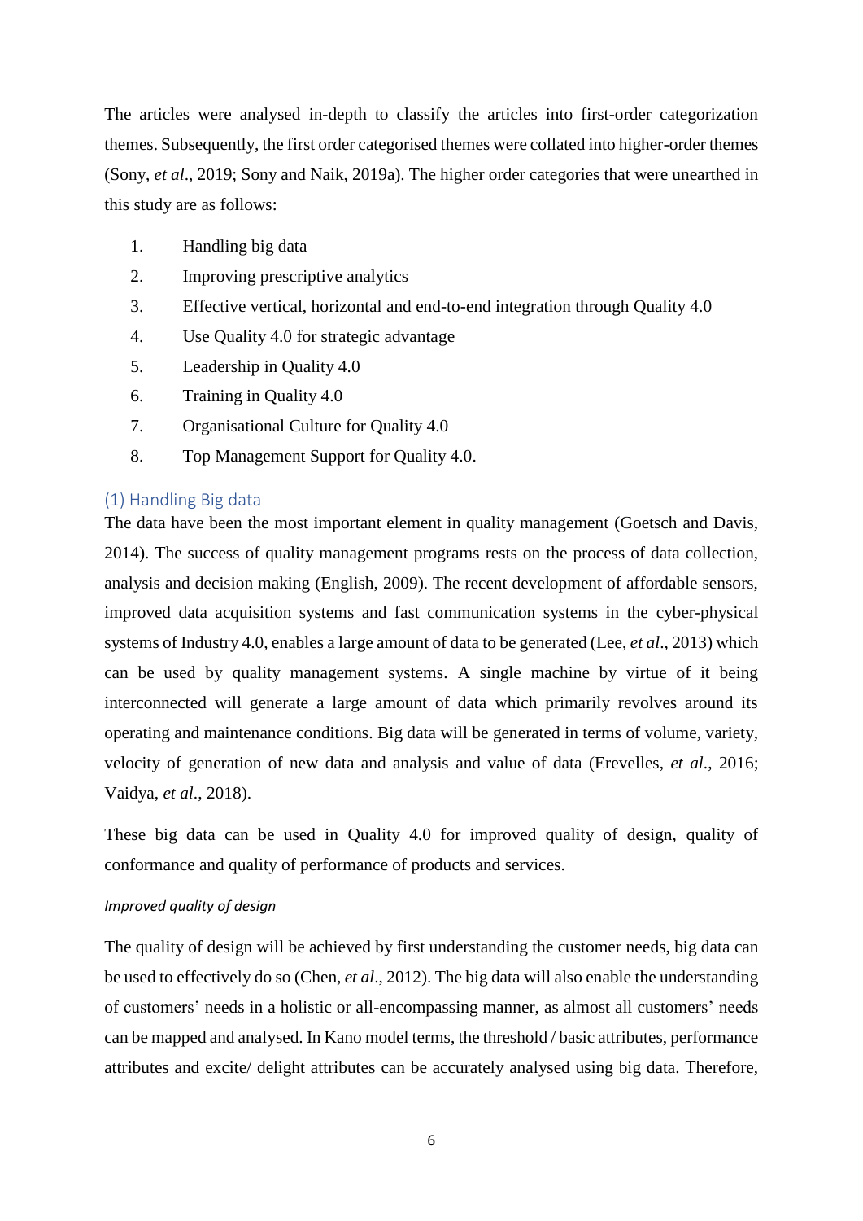The articles were analysed in-depth to classify the articles into first-order categorization themes. Subsequently, the first order categorised themes were collated into higher-order themes (Sony, *et al*., 2019; Sony and Naik, 2019a). The higher order categories that were unearthed in this study are as follows:

1. Handling big data
2. Improving prescriptive analytics
3. Effective vertical, horizontal and end-to-end integration through Quality 4.0
4. Use Quality 4.0 for strategic advantage
5. Leadership in Quality 4.0
6. Training in Quality 4.0
7. Organisational Culture for Quality 4.0
8. Top Management Support for Quality 4.0.

## (1) Handling Big data

The data have been the most important element in quality management (Goetsch and Davis, 2014). The success of quality management programs rests on the process of data collection, analysis and decision making (English, 2009). The recent development of affordable sensors, improved data acquisition systems and fast communication systems in the cyber-physical systems of Industry 4.0, enables a large amount of data to be generated (Lee, *et al*., 2013) which can be used by quality management systems. A single machine by virtue of it being interconnected will generate a large amount of data which primarily revolves around its operating and maintenance conditions. Big data will be generated in terms of volume, variety, velocity of generation of new data and analysis and value of data (Erevelles, *et al*., 2016; Vaidya, *et al*., 2018).

These big data can be used in Quality 4.0 for improved quality of design, quality of conformance and quality of performance of products and services.

### *Improved quality of design*

The quality of design will be achieved by first understanding the customer needs, big data can be used to effectively do so (Chen, *et al*., 2012). The big data will also enable the understanding of customers' needs in a holistic or all-encompassing manner, as almost all customers' needs can be mapped and analysed. In Kano model terms, the threshold / basic attributes, performance attributes and excite/ delight attributes can be accurately analysed using big data. Therefore,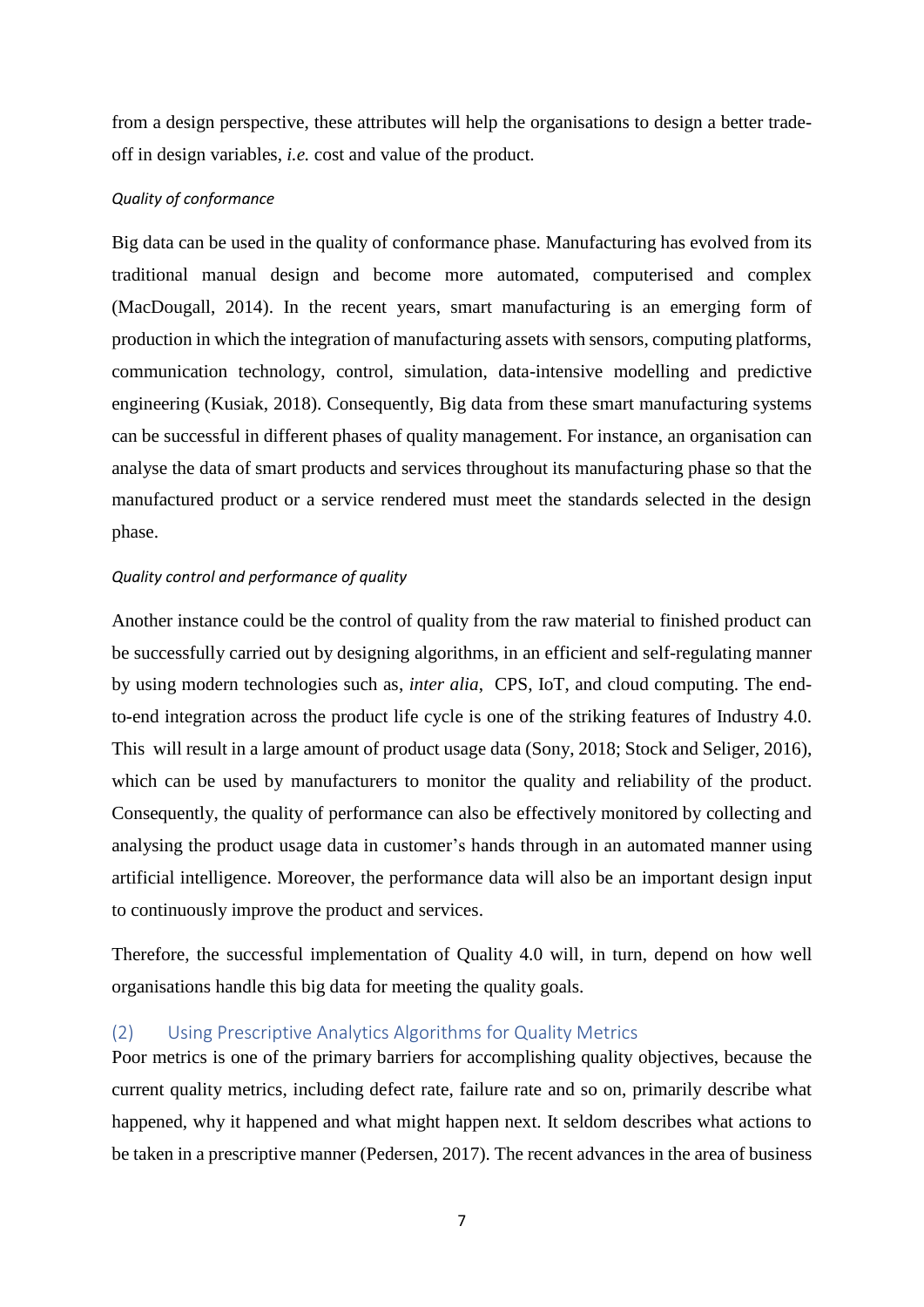from a design perspective, these attributes will help the organisations to design a better trade-off in design variables, *i.e.* cost and value of the product.

#### *Quality of conformance*

Big data can be used in the quality of conformance phase. Manufacturing has evolved from its traditional manual design and become more automated, computerised and complex (MacDougall, 2014). In the recent years, smart manufacturing is an emerging form of production in which the integration of manufacturing assets with sensors, computing platforms, communication technology, control, simulation, data-intensive modelling and predictive engineering (Kusiak, 2018). Consequently, Big data from these smart manufacturing systems can be successful in different phases of quality management. For instance, an organisation can analyse the data of smart products and services throughout its manufacturing phase so that the manufactured product or a service rendered must meet the standards selected in the design phase.

#### *Quality control and performance of quality*

Another instance could be the control of quality from the raw material to finished product can be successfully carried out by designing algorithms, in an efficient and self-regulating manner by using modern technologies such as, *inter alia*, CPS, IoT, and cloud computing. The end-to-end integration across the product life cycle is one of the striking features of Industry 4.0. This will result in a large amount of product usage data (Sony, 2018; Stock and Seliger, 2016), which can be used by manufacturers to monitor the quality and reliability of the product. Consequently, the quality of performance can also be effectively monitored by collecting and analysing the product usage data in customer's hands through in an automated manner using artificial intelligence. Moreover, the performance data will also be an important design input to continuously improve the product and services.

Therefore, the successful implementation of Quality 4.0 will, in turn, depend on how well organisations handle this big data for meeting the quality goals.

### (2) Using Prescriptive Analytics Algorithms for Quality Metrics

Poor metrics is one of the primary barriers for accomplishing quality objectives, because the current quality metrics, including defect rate, failure rate and so on, primarily describe what happened, why it happened and what might happen next. It seldom describes what actions to be taken in a prescriptive manner (Pedersen, 2017). The recent advances in the area of business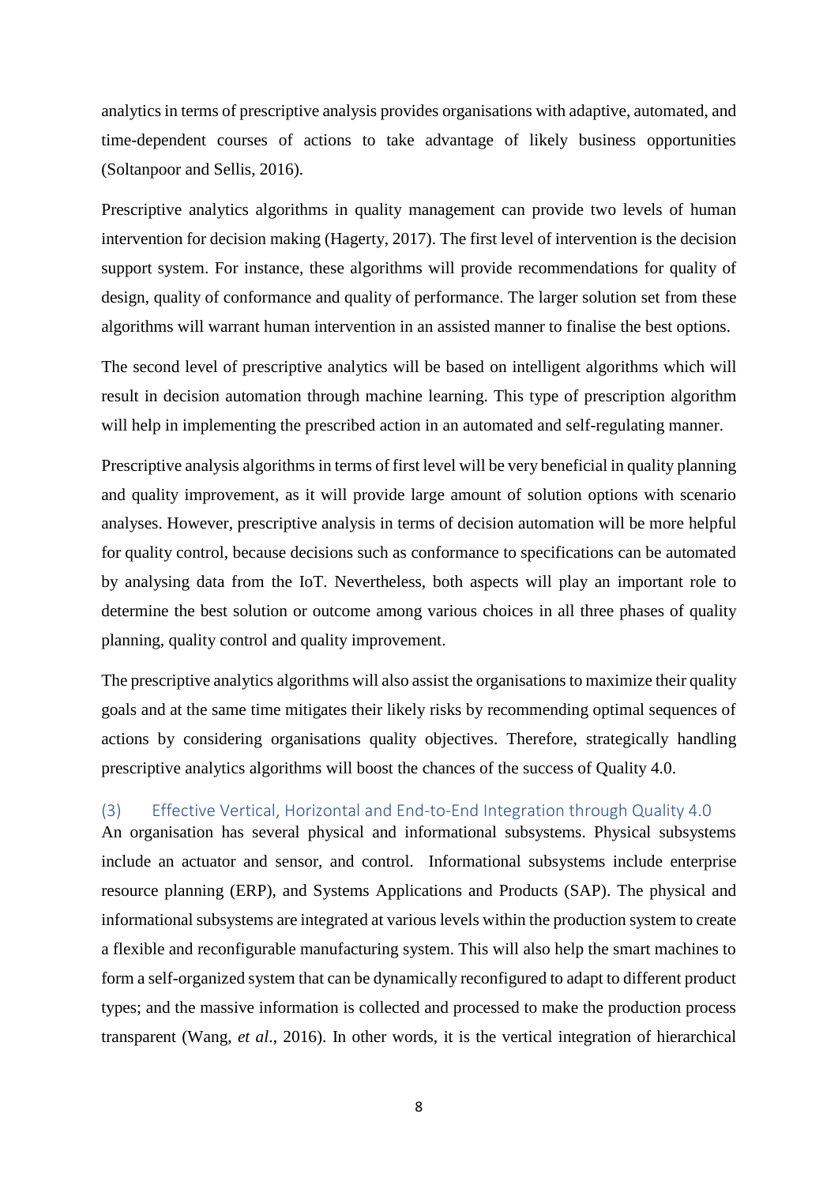analytics in terms of prescriptive analysis provides organisations with adaptive, automated, and time-dependent courses of actions to take advantage of likely business opportunities (Soltanpoor and Sellis, 2016).

Prescriptive analytics algorithms in quality management can provide two levels of human intervention for decision making (Hagerty, 2017). The first level of intervention is the decision support system. For instance, these algorithms will provide recommendations for quality of design, quality of conformance and quality of performance. The larger solution set from these algorithms will warrant human intervention in an assisted manner to finalise the best options.

The second level of prescriptive analytics will be based on intelligent algorithms which will result in decision automation through machine learning. This type of prescription algorithm will help in implementing the prescribed action in an automated and self-regulating manner.

Prescriptive analysis algorithms in terms of first level will be very beneficial in quality planning and quality improvement, as it will provide large amount of solution options with scenario analyses. However, prescriptive analysis in terms of decision automation will be more helpful for quality control, because decisions such as conformance to specifications can be automated by analysing data from the IoT. Nevertheless, both aspects will play an important role to determine the best solution or outcome among various choices in all three phases of quality planning, quality control and quality improvement.

The prescriptive analytics algorithms will also assist the organisations to maximize their quality goals and at the same time mitigates their likely risks by recommending optimal sequences of actions by considering organisations quality objectives. Therefore, strategically handling prescriptive analytics algorithms will boost the chances of the success of Quality 4.0.

### (3) Effective Vertical, Horizontal and End-to-End Integration through Quality 4.0

An organisation has several physical and informational subsystems. Physical subsystems include an actuator and sensor, and control. Informational subsystems include enterprise resource planning (ERP), and Systems Applications and Products (SAP). The physical and informational subsystems are integrated at various levels within the production system to create a flexible and reconfigurable manufacturing system. This will also help the smart machines to form a self-organized system that can be dynamically reconfigured to adapt to different product types; and the massive information is collected and processed to make the production process transparent (Wang, *et al*., 2016). In other words, it is the vertical integration of hierarchical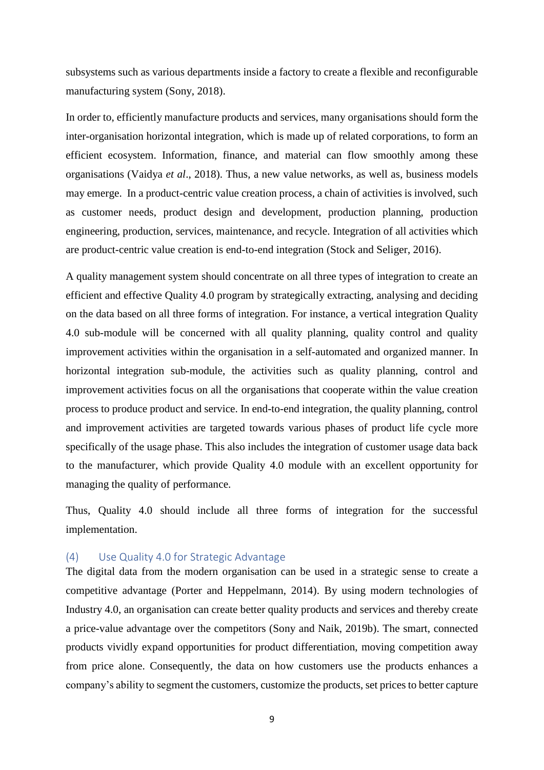subsystems such as various departments inside a factory to create a flexible and reconfigurable manufacturing system (Sony, 2018).

In order to, efficiently manufacture products and services, many organisations should form the inter-organisation horizontal integration, which is made up of related corporations, to form an efficient ecosystem. Information, finance, and material can flow smoothly among these organisations (Vaidya *et al*., 2018). Thus, a new value networks, as well as, business models may emerge. In a product-centric value creation process, a chain of activities is involved, such as customer needs, product design and development, production planning, production engineering, production, services, maintenance, and recycle. Integration of all activities which are product-centric value creation is end-to-end integration (Stock and Seliger, 2016).

A quality management system should concentrate on all three types of integration to create an efficient and effective Quality 4.0 program by strategically extracting, analysing and deciding on the data based on all three forms of integration. For instance, a vertical integration Quality 4.0 sub-module will be concerned with all quality planning, quality control and quality improvement activities within the organisation in a self-automated and organized manner. In horizontal integration sub-module, the activities such as quality planning, control and improvement activities focus on all the organisations that cooperate within the value creation process to produce product and service. In end-to-end integration, the quality planning, control and improvement activities are targeted towards various phases of product life cycle more specifically of the usage phase. This also includes the integration of customer usage data back to the manufacturer, which provide Quality 4.0 module with an excellent opportunity for managing the quality of performance.

Thus, Quality 4.0 should include all three forms of integration for the successful implementation.

### (4) Use Quality 4.0 for Strategic Advantage

The digital data from the modern organisation can be used in a strategic sense to create a competitive advantage (Porter and Heppelmann, 2014). By using modern technologies of Industry 4.0, an organisation can create better quality products and services and thereby create a price-value advantage over the competitors (Sony and Naik, 2019b). The smart, connected products vividly expand opportunities for product differentiation, moving competition away from price alone. Consequently, the data on how customers use the products enhances a company's ability to segment the customers, customize the products, set prices to better capture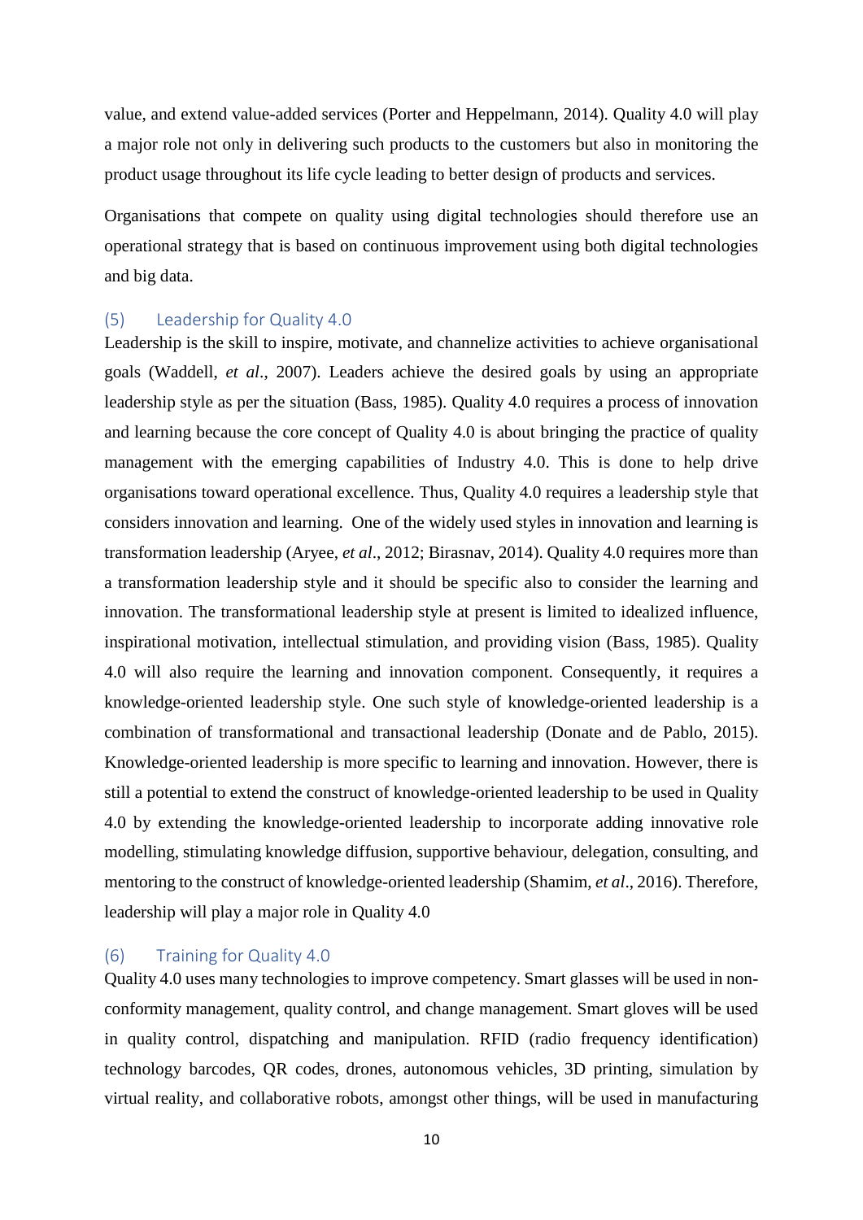value, and extend value-added services (Porter and Heppelmann, 2014). Quality 4.0 will play a major role not only in delivering such products to the customers but also in monitoring the product usage throughout its life cycle leading to better design of products and services.

Organisations that compete on quality using digital technologies should therefore use an operational strategy that is based on continuous improvement using both digital technologies and big data.

### (5) Leadership for Quality 4.0

Leadership is the skill to inspire, motivate, and channelize activities to achieve organisational goals (Waddell, *et al*., 2007). Leaders achieve the desired goals by using an appropriate leadership style as per the situation (Bass, 1985). Quality 4.0 requires a process of innovation and learning because the core concept of Quality 4.0 is about bringing the practice of quality management with the emerging capabilities of Industry 4.0. This is done to help drive organisations toward operational excellence. Thus, Quality 4.0 requires a leadership style that considers innovation and learning. One of the widely used styles in innovation and learning is transformation leadership (Aryee, *et al*., 2012; Birasnav, 2014). Quality 4.0 requires more than a transformation leadership style and it should be specific also to consider the learning and innovation. The transformational leadership style at present is limited to idealized influence, inspirational motivation, intellectual stimulation, and providing vision (Bass, 1985). Quality 4.0 will also require the learning and innovation component. Consequently, it requires a knowledge-oriented leadership style. One such style of knowledge-oriented leadership is a combination of transformational and transactional leadership (Donate and de Pablo, 2015). Knowledge-oriented leadership is more specific to learning and innovation. However, there is still a potential to extend the construct of knowledge-oriented leadership to be used in Quality 4.0 by extending the knowledge-oriented leadership to incorporate adding innovative role modelling, stimulating knowledge diffusion, supportive behaviour, delegation, consulting, and mentoring to the construct of knowledge-oriented leadership (Shamim, *et al*., 2016). Therefore, leadership will play a major role in Quality 4.0

### (6) Training for Quality 4.0

Quality 4.0 uses many technologies to improve competency. Smart glasses will be used in non-conformity management, quality control, and change management. Smart gloves will be used in quality control, dispatching and manipulation. RFID (radio frequency identification) technology barcodes, QR codes, drones, autonomous vehicles, 3D printing, simulation by virtual reality, and collaborative robots, amongst other things, will be used in manufacturing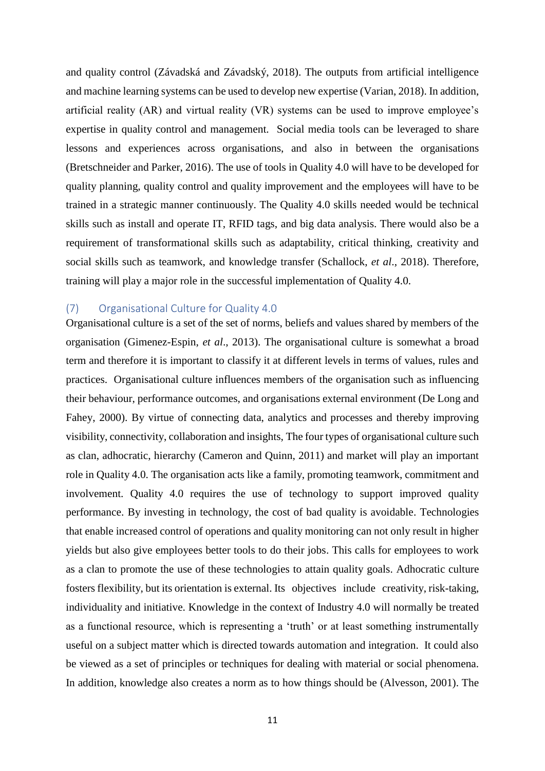and quality control (Závadská and Závadský, 2018). The outputs from artificial intelligence and machine learning systems can be used to develop new expertise (Varian, 2018). In addition, artificial reality (AR) and virtual reality (VR) systems can be used to improve employee's expertise in quality control and management. Social media tools can be leveraged to share lessons and experiences across organisations, and also in between the organisations (Bretschneider and Parker, 2016). The use of tools in Quality 4.0 will have to be developed for quality planning, quality control and quality improvement and the employees will have to be trained in a strategic manner continuously. The Quality 4.0 skills needed would be technical skills such as install and operate IT, RFID tags, and big data analysis. There would also be a requirement of transformational skills such as adaptability, critical thinking, creativity and social skills such as teamwork, and knowledge transfer (Schallock, *et al*., 2018). Therefore, training will play a major role in the successful implementation of Quality 4.0.

### (7) Organisational Culture for Quality 4.0

Organisational culture is a set of the set of norms, beliefs and values shared by members of the organisation (Gimenez-Espin, *et al*., 2013). The organisational culture is somewhat a broad term and therefore it is important to classify it at different levels in terms of values, rules and practices. Organisational culture influences members of the organisation such as influencing their behaviour, performance outcomes, and organisations external environment (De Long and Fahey, 2000). By virtue of connecting data, analytics and processes and thereby improving visibility, connectivity, collaboration and insights, The four types of organisational culture such as clan, adhocratic, hierarchy (Cameron and Quinn, 2011) and market will play an important role in Quality 4.0. The organisation acts like a family, promoting teamwork, commitment and involvement. Quality 4.0 requires the use of technology to support improved quality performance. By investing in technology, the cost of bad quality is avoidable. Technologies that enable increased control of operations and quality monitoring can not only result in higher yields but also give employees better tools to do their jobs. This calls for employees to work as a clan to promote the use of these technologies to attain quality goals. Adhocratic culture fosters flexibility, but its orientation is external. Its objectives include creativity, risk-taking, individuality and initiative. Knowledge in the context of Industry 4.0 will normally be treated as a functional resource, which is representing a 'truth' or at least something instrumentally useful on a subject matter which is directed towards automation and integration. It could also be viewed as a set of principles or techniques for dealing with material or social phenomena. In addition, knowledge also creates a norm as to how things should be (Alvesson, 2001). The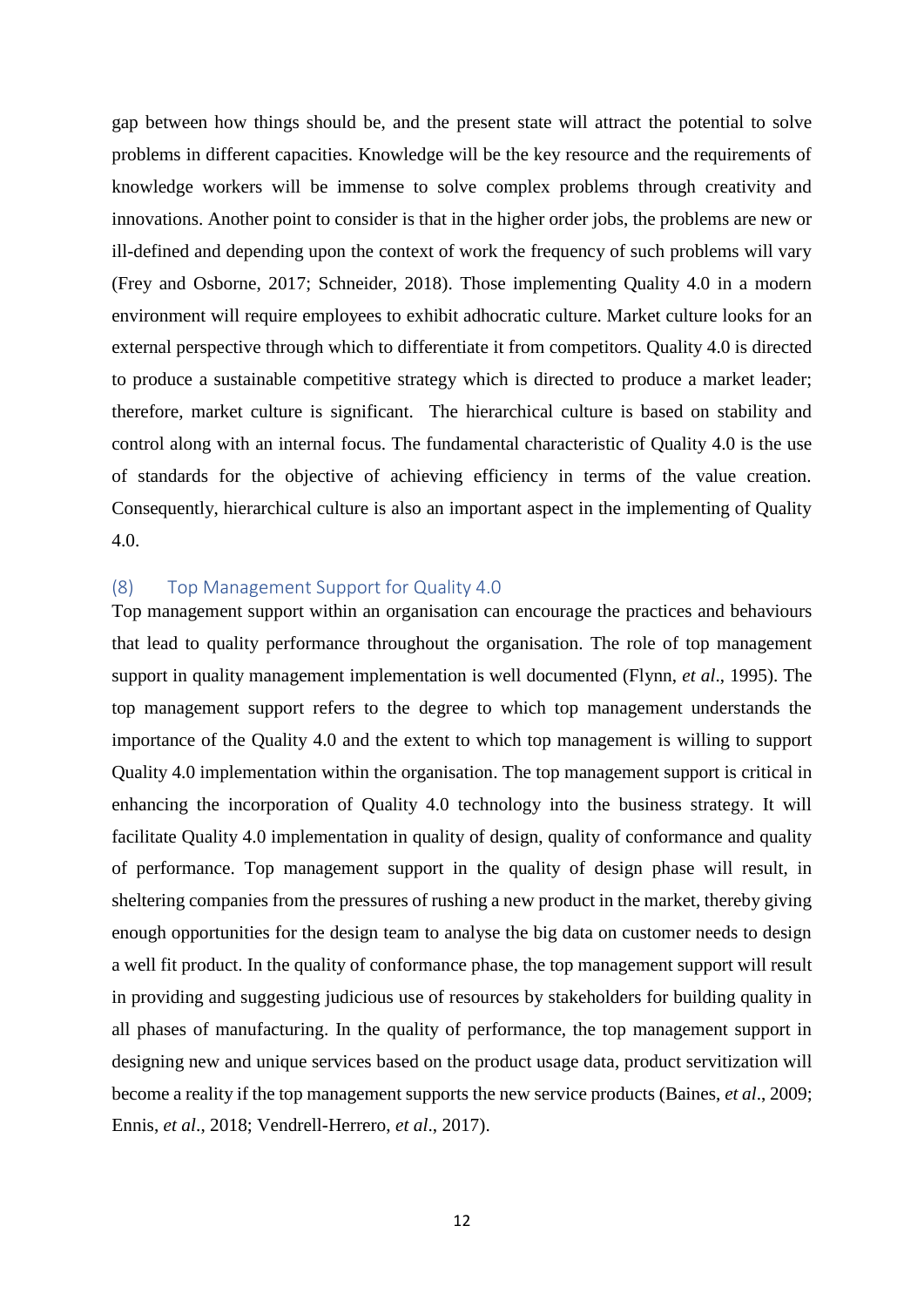gap between how things should be, and the present state will attract the potential to solve problems in different capacities. Knowledge will be the key resource and the requirements of knowledge workers will be immense to solve complex problems through creativity and innovations. Another point to consider is that in the higher order jobs, the problems are new or ill-defined and depending upon the context of work the frequency of such problems will vary (Frey and Osborne, 2017; Schneider, 2018). Those implementing Quality 4.0 in a modern environment will require employees to exhibit adhocratic culture. Market culture looks for an external perspective through which to differentiate it from competitors. Quality 4.0 is directed to produce a sustainable competitive strategy which is directed to produce a market leader; therefore, market culture is significant. The hierarchical culture is based on stability and control along with an internal focus. The fundamental characteristic of Quality 4.0 is the use of standards for the objective of achieving efficiency in terms of the value creation. Consequently, hierarchical culture is also an important aspect in the implementing of Quality 4.0.

### (8) Top Management Support for Quality 4.0

Top management support within an organisation can encourage the practices and behaviours that lead to quality performance throughout the organisation. The role of top management support in quality management implementation is well documented (Flynn, *et al*., 1995). The top management support refers to the degree to which top management understands the importance of the Quality 4.0 and the extent to which top management is willing to support Quality 4.0 implementation within the organisation. The top management support is critical in enhancing the incorporation of Quality 4.0 technology into the business strategy. It will facilitate Quality 4.0 implementation in quality of design, quality of conformance and quality of performance. Top management support in the quality of design phase will result, in sheltering companies from the pressures of rushing a new product in the market, thereby giving enough opportunities for the design team to analyse the big data on customer needs to design a well fit product. In the quality of conformance phase, the top management support will result in providing and suggesting judicious use of resources by stakeholders for building quality in all phases of manufacturing. In the quality of performance, the top management support in designing new and unique services based on the product usage data, product servitization will become a reality if the top management supports the new service products (Baines, *et al*., 2009; Ennis, *et al*., 2018; Vendrell-Herrero, *et al*., 2017).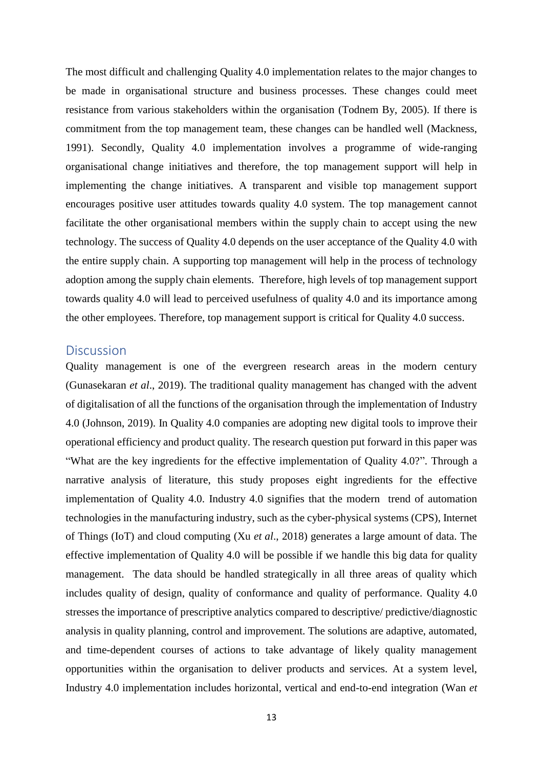The most difficult and challenging Quality 4.0 implementation relates to the major changes to be made in organisational structure and business processes. These changes could meet resistance from various stakeholders within the organisation (Todnem By, 2005). If there is commitment from the top management team, these changes can be handled well (Mackness, 1991). Secondly, Quality 4.0 implementation involves a programme of wide-ranging organisational change initiatives and therefore, the top management support will help in implementing the change initiatives. A transparent and visible top management support encourages positive user attitudes towards quality 4.0 system. The top management cannot facilitate the other organisational members within the supply chain to accept using the new technology. The success of Quality 4.0 depends on the user acceptance of the Quality 4.0 with the entire supply chain. A supporting top management will help in the process of technology adoption among the supply chain elements. Therefore, high levels of top management support towards quality 4.0 will lead to perceived usefulness of quality 4.0 and its importance among the other employees. Therefore, top management support is critical for Quality 4.0 success.

## Discussion

Quality management is one of the evergreen research areas in the modern century (Gunasekaran *et al*., 2019). The traditional quality management has changed with the advent of digitalisation of all the functions of the organisation through the implementation of Industry 4.0 (Johnson, 2019). In Quality 4.0 companies are adopting new digital tools to improve their operational efficiency and product quality. The research question put forward in this paper was "What are the key ingredients for the effective implementation of Quality 4.0?". Through a narrative analysis of literature, this study proposes eight ingredients for the effective implementation of Quality 4.0. Industry 4.0 signifies that the modern trend of automation technologies in the manufacturing industry, such as the cyber-physical systems (CPS), Internet of Things (IoT) and cloud computing (Xu *et al*., 2018) generates a large amount of data. The effective implementation of Quality 4.0 will be possible if we handle this big data for quality management. The data should be handled strategically in all three areas of quality which includes quality of design, quality of conformance and quality of performance. Quality 4.0 stresses the importance of prescriptive analytics compared to descriptive/ predictive/diagnostic analysis in quality planning, control and improvement. The solutions are adaptive, automated, and time-dependent courses of actions to take advantage of likely quality management opportunities within the organisation to deliver products and services. At a system level, Industry 4.0 implementation includes horizontal, vertical and end-to-end integration (Wan *et*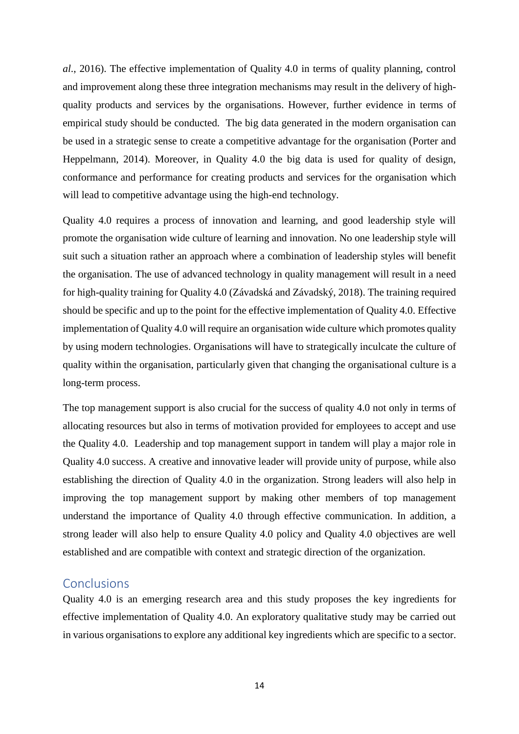*al*., 2016). The effective implementation of Quality 4.0 in terms of quality planning, control and improvement along these three integration mechanisms may result in the delivery of high-quality products and services by the organisations. However, further evidence in terms of empirical study should be conducted. The big data generated in the modern organisation can be used in a strategic sense to create a competitive advantage for the organisation (Porter and Heppelmann, 2014). Moreover, in Quality 4.0 the big data is used for quality of design, conformance and performance for creating products and services for the organisation which will lead to competitive advantage using the high-end technology.

Quality 4.0 requires a process of innovation and learning, and good leadership style will promote the organisation wide culture of learning and innovation. No one leadership style will suit such a situation rather an approach where a combination of leadership styles will benefit the organisation. The use of advanced technology in quality management will result in a need for high-quality training for Quality 4.0 (Závadská and Závadský, 2018). The training required should be specific and up to the point for the effective implementation of Quality 4.0. Effective implementation of Quality 4.0 will require an organisation wide culture which promotes quality by using modern technologies. Organisations will have to strategically inculcate the culture of quality within the organisation, particularly given that changing the organisational culture is a long-term process.

The top management support is also crucial for the success of quality 4.0 not only in terms of allocating resources but also in terms of motivation provided for employees to accept and use the Quality 4.0. Leadership and top management support in tandem will play a major role in Quality 4.0 success. A creative and innovative leader will provide unity of purpose, while also establishing the direction of Quality 4.0 in the organization. Strong leaders will also help in improving the top management support by making other members of top management understand the importance of Quality 4.0 through effective communication. In addition, a strong leader will also help to ensure Quality 4.0 policy and Quality 4.0 objectives are well established and are compatible with context and strategic direction of the organization.

## Conclusions

Quality 4.0 is an emerging research area and this study proposes the key ingredients for effective implementation of Quality 4.0. An exploratory qualitative study may be carried out in various organisations to explore any additional key ingredients which are specific to a sector.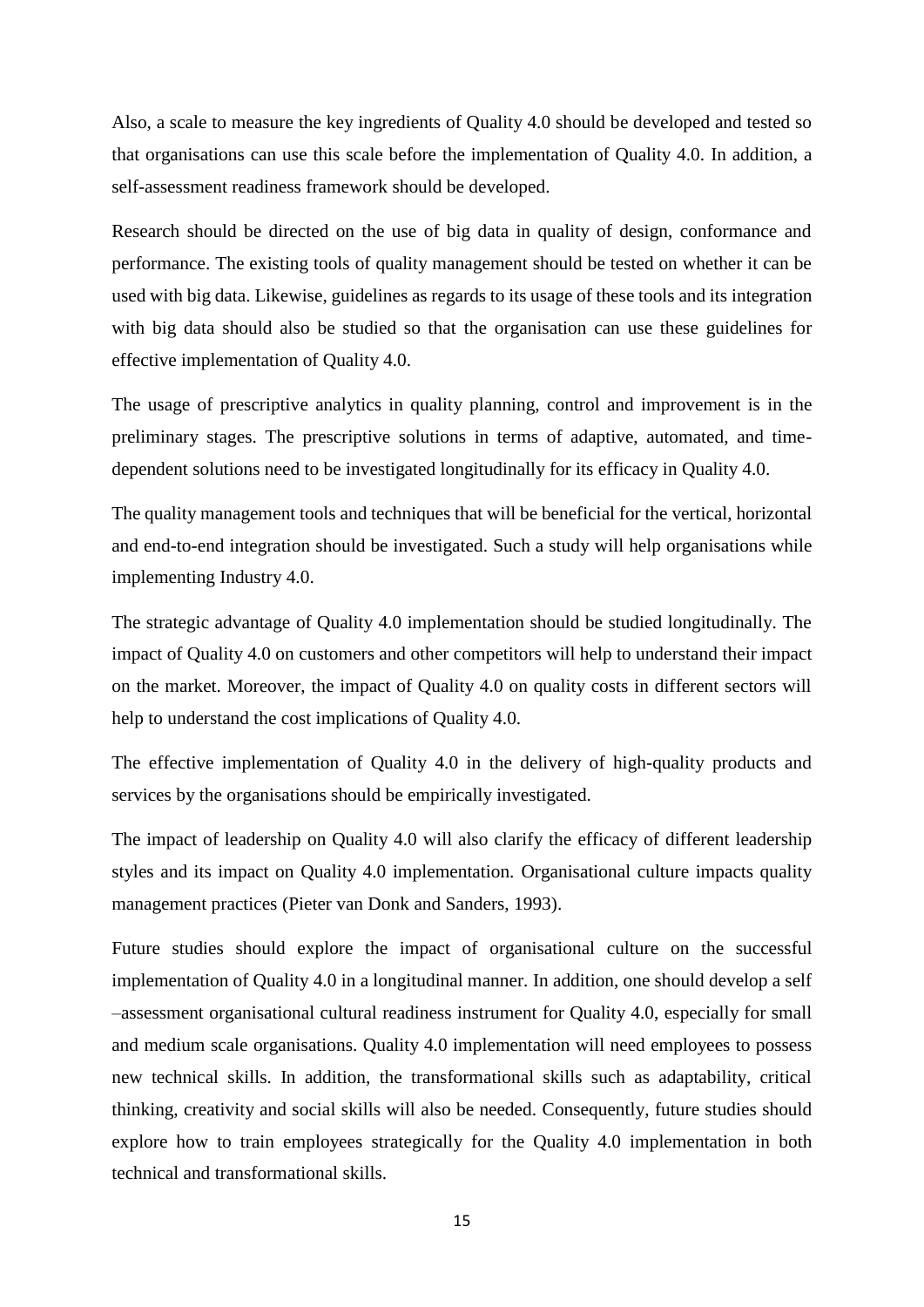Also, a scale to measure the key ingredients of Quality 4.0 should be developed and tested so that organisations can use this scale before the implementation of Quality 4.0. In addition, a self-assessment readiness framework should be developed.

Research should be directed on the use of big data in quality of design, conformance and performance. The existing tools of quality management should be tested on whether it can be used with big data. Likewise, guidelines as regards to its usage of these tools and its integration with big data should also be studied so that the organisation can use these guidelines for effective implementation of Quality 4.0.

The usage of prescriptive analytics in quality planning, control and improvement is in the preliminary stages. The prescriptive solutions in terms of adaptive, automated, and time-dependent solutions need to be investigated longitudinally for its efficacy in Quality 4.0.

The quality management tools and techniques that will be beneficial for the vertical, horizontal and end-to-end integration should be investigated. Such a study will help organisations while implementing Industry 4.0.

The strategic advantage of Quality 4.0 implementation should be studied longitudinally. The impact of Quality 4.0 on customers and other competitors will help to understand their impact on the market. Moreover, the impact of Quality 4.0 on quality costs in different sectors will help to understand the cost implications of Quality 4.0.

The effective implementation of Quality 4.0 in the delivery of high-quality products and services by the organisations should be empirically investigated.

The impact of leadership on Quality 4.0 will also clarify the efficacy of different leadership styles and its impact on Quality 4.0 implementation. Organisational culture impacts quality management practices (Pieter van Donk and Sanders, 1993).

Future studies should explore the impact of organisational culture on the successful implementation of Quality 4.0 in a longitudinal manner. In addition, one should develop a self –assessment organisational cultural readiness instrument for Quality 4.0, especially for small and medium scale organisations. Quality 4.0 implementation will need employees to possess new technical skills. In addition, the transformational skills such as adaptability, critical thinking, creativity and social skills will also be needed. Consequently, future studies should explore how to train employees strategically for the Quality 4.0 implementation in both technical and transformational skills.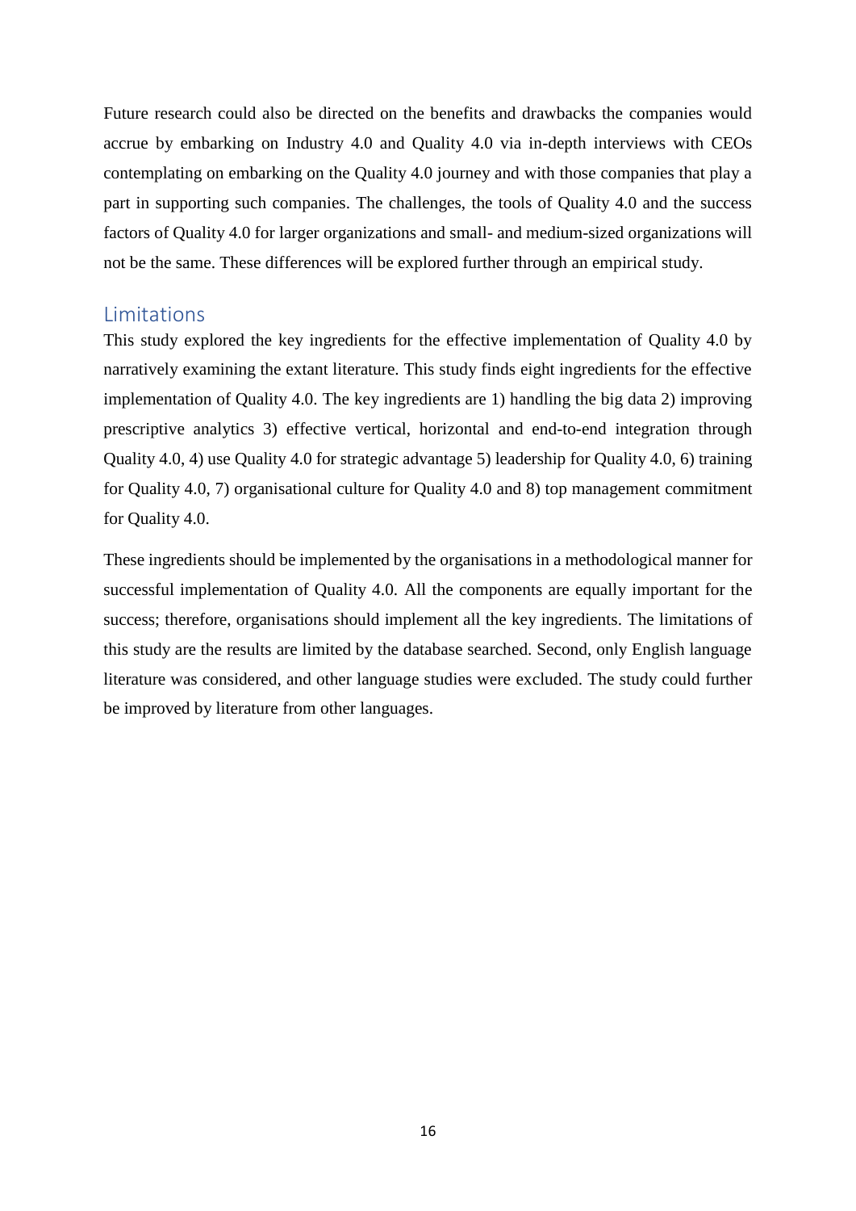Future research could also be directed on the benefits and drawbacks the companies would accrue by embarking on Industry 4.0 and Quality 4.0 via in-depth interviews with CEOs contemplating on embarking on the Quality 4.0 journey and with those companies that play a part in supporting such companies. The challenges, the tools of Quality 4.0 and the success factors of Quality 4.0 for larger organizations and small- and medium-sized organizations will not be the same. These differences will be explored further through an empirical study.

## Limitations

This study explored the key ingredients for the effective implementation of Quality 4.0 by narratively examining the extant literature. This study finds eight ingredients for the effective implementation of Quality 4.0. The key ingredients are 1) handling the big data 2) improving prescriptive analytics 3) effective vertical, horizontal and end-to-end integration through Quality 4.0, 4) use Quality 4.0 for strategic advantage 5) leadership for Quality 4.0, 6) training for Quality 4.0, 7) organisational culture for Quality 4.0 and 8) top management commitment for Quality 4.0.

These ingredients should be implemented by the organisations in a methodological manner for successful implementation of Quality 4.0. All the components are equally important for the success; therefore, organisations should implement all the key ingredients. The limitations of this study are the results are limited by the database searched. Second, only English language literature was considered, and other language studies were excluded. The study could further be improved by literature from other languages.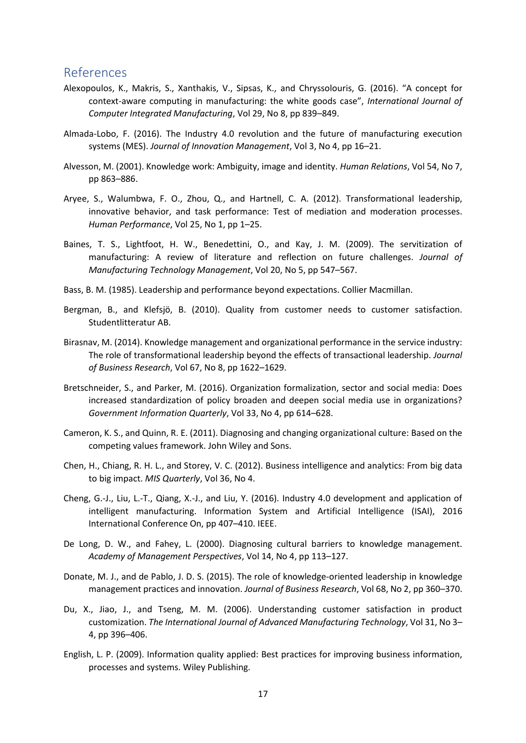## References

Alexopoulos, K., Makris, S., Xanthakis, V., Sipsas, K., and Chryssolouris, G. (2016). "A concept for context-aware computing in manufacturing: the white goods case", *International Journal of Computer Integrated Manufacturing*, Vol 29, No 8, pp 839–849.

Almada-Lobo, F. (2016). The Industry 4.0 revolution and the future of manufacturing execution systems (MES). *Journal of Innovation Management*, Vol 3, No 4, pp 16–21.

Alvesson, M. (2001). Knowledge work: Ambiguity, image and identity. *Human Relations*, Vol 54, No 7, pp 863–886.

Aryee, S., Walumbwa, F. O., Zhou, Q., and Hartnell, C. A. (2012). Transformational leadership, innovative behavior, and task performance: Test of mediation and moderation processes. *Human Performance*, Vol 25, No 1, pp 1–25.

Baines, T. S., Lightfoot, H. W., Benedettini, O., and Kay, J. M. (2009). The servitization of manufacturing: A review of literature and reflection on future challenges. *Journal of Manufacturing Technology Management*, Vol 20, No 5, pp 547–567.

Bass, B. M. (1985). Leadership and performance beyond expectations. Collier Macmillan.

Bergman, B., and Klefsjö, B. (2010). Quality from customer needs to customer satisfaction. Studentlitteratur AB.

Birasnav, M. (2014). Knowledge management and organizational performance in the service industry: The role of transformational leadership beyond the effects of transactional leadership. *Journal of Business Research*, Vol 67, No 8, pp 1622–1629.

Bretschneider, S., and Parker, M. (2016). Organization formalization, sector and social media: Does increased standardization of policy broaden and deepen social media use in organizations? *Government Information Quarterly*, Vol 33, No 4, pp 614–628.

Cameron, K. S., and Quinn, R. E. (2011). Diagnosing and changing organizational culture: Based on the competing values framework. John Wiley and Sons.

Chen, H., Chiang, R. H. L., and Storey, V. C. (2012). Business intelligence and analytics: From big data to big impact. *MIS Quarterly*, Vol 36, No 4.

Cheng, G.-J., Liu, L.-T., Qiang, X.-J., and Liu, Y. (2016). Industry 4.0 development and application of intelligent manufacturing. Information System and Artificial Intelligence (ISAI), 2016 International Conference On, pp 407–410. IEEE.

De Long, D. W., and Fahey, L. (2000). Diagnosing cultural barriers to knowledge management. *Academy of Management Perspectives*, Vol 14, No 4, pp 113–127.

Donate, M. J., and de Pablo, J. D. S. (2015). The role of knowledge-oriented leadership in knowledge management practices and innovation. *Journal of Business Research*, Vol 68, No 2, pp 360–370.

Du, X., Jiao, J., and Tseng, M. M. (2006). Understanding customer satisfaction in product customization. *The International Journal of Advanced Manufacturing Technology*, Vol 31, No 3–4, pp 396–406.

English, L. P. (2009). Information quality applied: Best practices for improving business information, processes and systems. Wiley Publishing.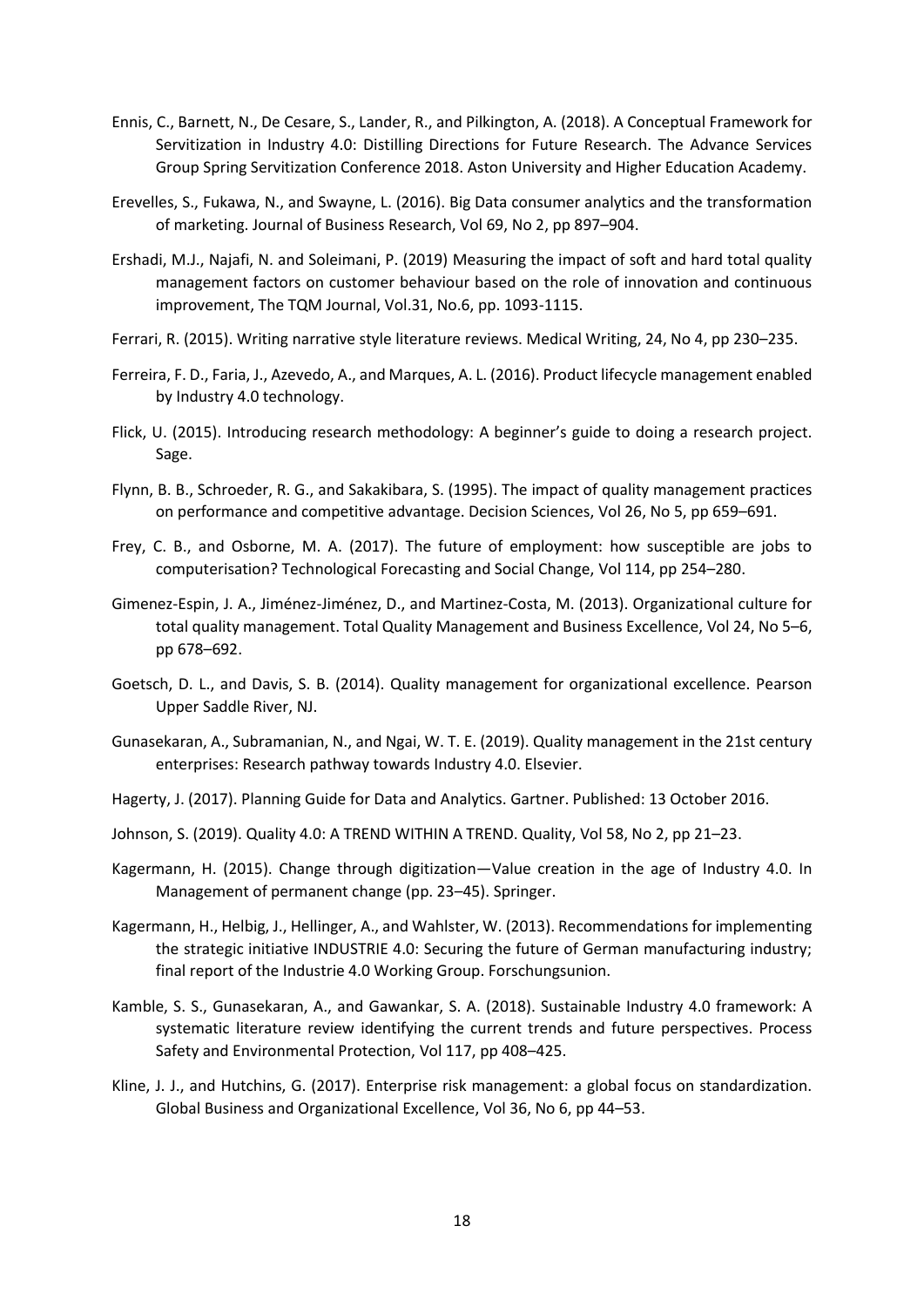Ennis, C., Barnett, N., De Cesare, S., Lander, R., and Pilkington, A. (2018). A Conceptual Framework for Servitization in Industry 4.0: Distilling Directions for Future Research. The Advance Services Group Spring Servitization Conference 2018. Aston University and Higher Education Academy.

Erevelles, S., Fukawa, N., and Swayne, L. (2016). Big Data consumer analytics and the transformation of marketing. Journal of Business Research, Vol 69, No 2, pp 897–904.

Ershadi, M.J., Najafi, N. and Soleimani, P. (2019) Measuring the impact of soft and hard total quality management factors on customer behaviour based on the role of innovation and continuous improvement, The TQM Journal, Vol.31, No.6, pp. 1093-1115.

Ferrari, R. (2015). Writing narrative style literature reviews. Medical Writing, 24, No 4, pp 230–235.

Ferreira, F. D., Faria, J., Azevedo, A., and Marques, A. L. (2016). Product lifecycle management enabled by Industry 4.0 technology.

Flick, U. (2015). Introducing research methodology: A beginner's guide to doing a research project. Sage.

Flynn, B. B., Schroeder, R. G., and Sakakibara, S. (1995). The impact of quality management practices on performance and competitive advantage. Decision Sciences, Vol 26, No 5, pp 659–691.

Frey, C. B., and Osborne, M. A. (2017). The future of employment: how susceptible are jobs to computerisation? Technological Forecasting and Social Change, Vol 114, pp 254–280.

Gimenez-Espin, J. A., Jiménez-Jiménez, D., and Martinez-Costa, M. (2013). Organizational culture for total quality management. Total Quality Management and Business Excellence, Vol 24, No 5–6, pp 678–692.

Goetsch, D. L., and Davis, S. B. (2014). Quality management for organizational excellence. Pearson Upper Saddle River, NJ.

Gunasekaran, A., Subramanian, N., and Ngai, W. T. E. (2019). Quality management in the 21st century enterprises: Research pathway towards Industry 4.0. Elsevier.

Hagerty, J. (2017). Planning Guide for Data and Analytics. Gartner. Published: 13 October 2016.

Johnson, S. (2019). Quality 4.0: A TREND WITHIN A TREND. Quality, Vol 58, No 2, pp 21–23.

Kagermann, H. (2015). Change through digitization—Value creation in the age of Industry 4.0. In Management of permanent change (pp. 23–45). Springer.

Kagermann, H., Helbig, J., Hellinger, A., and Wahlster, W. (2013). Recommendations for implementing the strategic initiative INDUSTRIE 4.0: Securing the future of German manufacturing industry; final report of the Industrie 4.0 Working Group. Forschungsunion.

Kamble, S. S., Gunasekaran, A., and Gawankar, S. A. (2018). Sustainable Industry 4.0 framework: A systematic literature review identifying the current trends and future perspectives. Process Safety and Environmental Protection, Vol 117, pp 408–425.

Kline, J. J., and Hutchins, G. (2017). Enterprise risk management: a global focus on standardization. Global Business and Organizational Excellence, Vol 36, No 6, pp 44–53.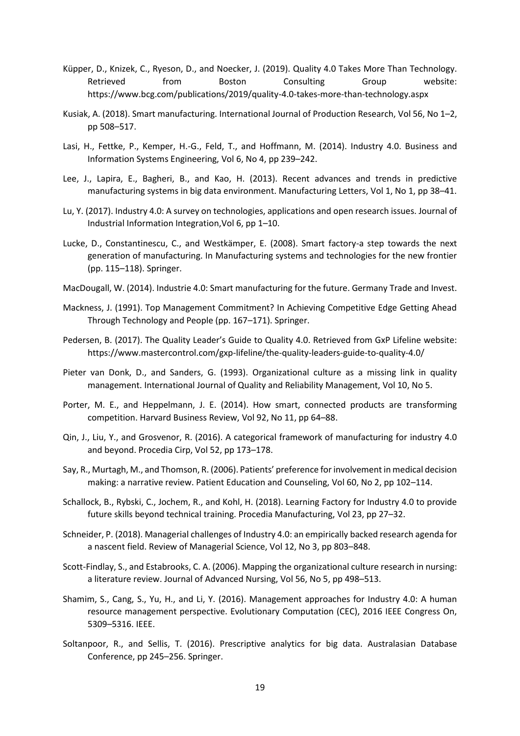Küpper, D., Knizek, C., Ryeson, D., and Noecker, J. (2019). Quality 4.0 Takes More Than Technology. Retrieved from Boston Consulting Group website: https://www.bcg.com/publications/2019/quality-4.0-takes-more-than-technology.aspx

Kusiak, A. (2018). Smart manufacturing. International Journal of Production Research, Vol 56, No 1–2, pp 508–517.

Lasi, H., Fettke, P., Kemper, H.-G., Feld, T., and Hoffmann, M. (2014). Industry 4.0. Business and Information Systems Engineering, Vol 6, No 4, pp 239–242.

Lee, J., Lapira, E., Bagheri, B., and Kao, H. (2013). Recent advances and trends in predictive manufacturing systems in big data environment. Manufacturing Letters, Vol 1, No 1, pp 38–41.

Lu, Y. (2017). Industry 4.0: A survey on technologies, applications and open research issues. Journal of Industrial Information Integration,Vol 6, pp 1–10.

Lucke, D., Constantinescu, C., and Westkämper, E. (2008). Smart factory-a step towards the next generation of manufacturing. In Manufacturing systems and technologies for the new frontier (pp. 115–118). Springer.

MacDougall, W. (2014). Industrie 4.0: Smart manufacturing for the future. Germany Trade and Invest.

Mackness, J. (1991). Top Management Commitment? In Achieving Competitive Edge Getting Ahead Through Technology and People (pp. 167–171). Springer.

Pedersen, B. (2017). The Quality Leader's Guide to Quality 4.0. Retrieved from GxP Lifeline website: https://www.mastercontrol.com/gxp-lifeline/the-quality-leaders-guide-to-quality-4.0/

Pieter van Donk, D., and Sanders, G. (1993). Organizational culture as a missing link in quality management. International Journal of Quality and Reliability Management, Vol 10, No 5.

Porter, M. E., and Heppelmann, J. E. (2014). How smart, connected products are transforming competition. Harvard Business Review, Vol 92, No 11, pp 64–88.

Qin, J., Liu, Y., and Grosvenor, R. (2016). A categorical framework of manufacturing for industry 4.0 and beyond. Procedia Cirp, Vol 52, pp 173–178.

Say, R., Murtagh, M., and Thomson, R. (2006). Patients' preference for involvement in medical decision making: a narrative review. Patient Education and Counseling, Vol 60, No 2, pp 102–114.

Schallock, B., Rybski, C., Jochem, R., and Kohl, H. (2018). Learning Factory for Industry 4.0 to provide future skills beyond technical training. Procedia Manufacturing, Vol 23, pp 27–32.

Schneider, P. (2018). Managerial challenges of Industry 4.0: an empirically backed research agenda for a nascent field. Review of Managerial Science, Vol 12, No 3, pp 803–848.

Scott-Findlay, S., and Estabrooks, C. A. (2006). Mapping the organizational culture research in nursing: a literature review. Journal of Advanced Nursing, Vol 56, No 5, pp 498–513.

Shamim, S., Cang, S., Yu, H., and Li, Y. (2016). Management approaches for Industry 4.0: A human resource management perspective. Evolutionary Computation (CEC), 2016 IEEE Congress On, 5309–5316. IEEE.

Soltanpoor, R., and Sellis, T. (2016). Prescriptive analytics for big data. Australasian Database Conference, pp 245–256. Springer.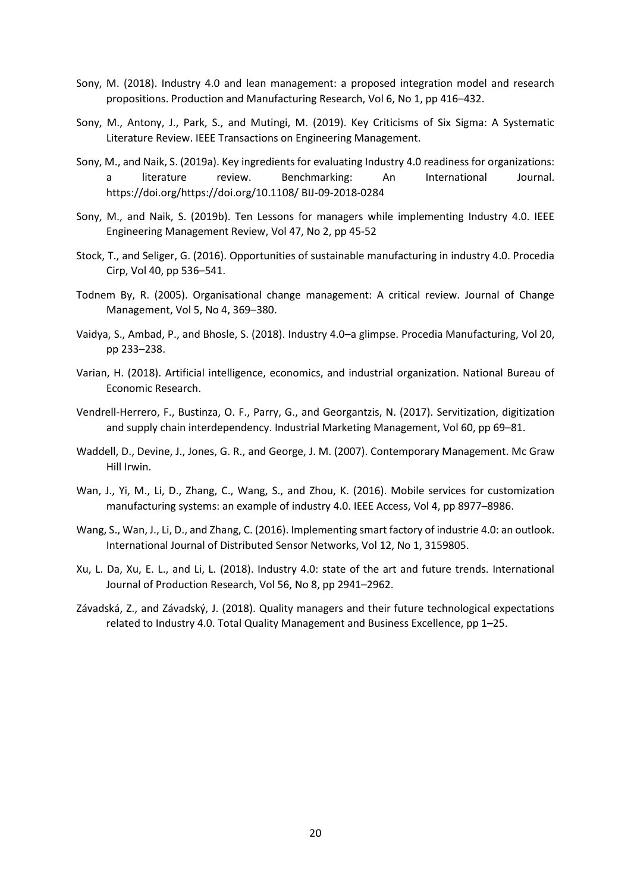Sony, M. (2018). Industry 4.0 and lean management: a proposed integration model and research propositions. Production and Manufacturing Research, Vol 6, No 1, pp 416–432.

Sony, M., Antony, J., Park, S., and Mutingi, M. (2019). Key Criticisms of Six Sigma: A Systematic Literature Review. IEEE Transactions on Engineering Management.

Sony, M., and Naik, S. (2019a). Key ingredients for evaluating Industry 4.0 readiness for organizations: a literature review. Benchmarking: An International Journal. https://doi.org/https://doi.org/10.1108/ BIJ-09-2018-0284

Sony, M., and Naik, S. (2019b). Ten Lessons for managers while implementing Industry 4.0. IEEE Engineering Management Review, Vol 47, No 2, pp 45-52

Stock, T., and Seliger, G. (2016). Opportunities of sustainable manufacturing in industry 4.0. Procedia Cirp, Vol 40, pp 536–541.

Todnem By, R. (2005). Organisational change management: A critical review. Journal of Change Management, Vol 5, No 4, 369–380.

Vaidya, S., Ambad, P., and Bhosle, S. (2018). Industry 4.0–a glimpse. Procedia Manufacturing, Vol 20, pp 233–238.

Varian, H. (2018). Artificial intelligence, economics, and industrial organization. National Bureau of Economic Research.

Vendrell-Herrero, F., Bustinza, O. F., Parry, G., and Georgantzis, N. (2017). Servitization, digitization and supply chain interdependency. Industrial Marketing Management, Vol 60, pp 69–81.

Waddell, D., Devine, J., Jones, G. R., and George, J. M. (2007). Contemporary Management. Mc Graw Hill Irwin.

Wan, J., Yi, M., Li, D., Zhang, C., Wang, S., and Zhou, K. (2016). Mobile services for customization manufacturing systems: an example of industry 4.0. IEEE Access, Vol 4, pp 8977–8986.

Wang, S., Wan, J., Li, D., and Zhang, C. (2016). Implementing smart factory of industrie 4.0: an outlook. International Journal of Distributed Sensor Networks, Vol 12, No 1, 3159805.

Xu, L. Da, Xu, E. L., and Li, L. (2018). Industry 4.0: state of the art and future trends. International Journal of Production Research, Vol 56, No 8, pp 2941–2962.

Závadská, Z., and Závadský, J. (2018). Quality managers and their future technological expectations related to Industry 4.0. Total Quality Management and Business Excellence, pp 1–25.